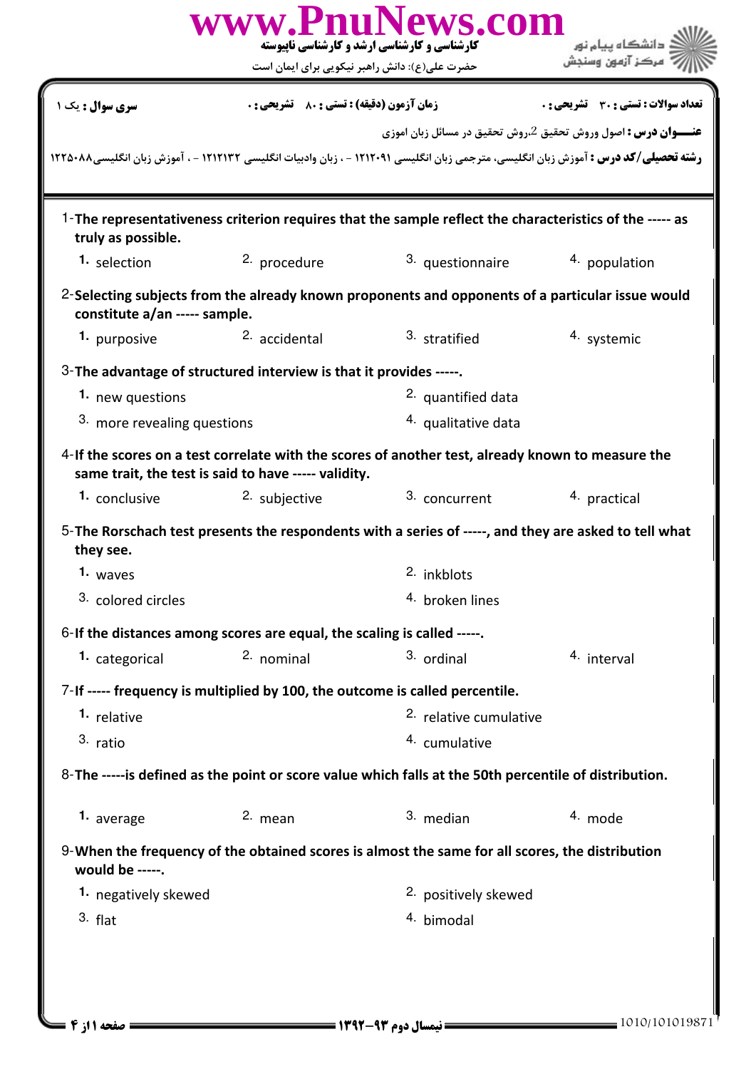کارشناسی و کارشناسی ارشد و کارشناسی ناپیوسته

حضرت علی(ع): دانش راهبر نیکویی برای ایمان است

دانشگاه پیام نور
مرکز آزمون وسنجش

| سری سوال : یک ۱ | زمان آزمون (دقیقه) : تستی : ۸۰ تشریحی : ۰ | تعداد سوالات : تستی : ۳۰ تشریحی : ۰ |
|---|---|---|

**عنـــوان درس :** اصول وروش تحقیق 2،روش تحقیق در مسائل زبان اموزی

**رشته تحصیلی/کد درس :** آموزش زبان انگلیسی، مترجمی زبان انگلیسی ۱۲۱۲۰۹۱ - ، زبان وادبیات انگلیسی ۱۲۱۲۱۳۲ - ، آموزش زبان انگلیسی۱۲۲۵۰۸۸

1-**The representativeness criterion requires that the sample reflect the characteristics of the ----- as truly as possible.**

1. selection
2. procedure
3. questionnaire
4. population

2-**Selecting subjects from the already known proponents and opponents of a particular issue would constitute a/an ----- sample.**

1. purposive
2. accidental
3. stratified
4. systemic

3-**The advantage of structured interview is that it provides -----.**

1. new questions
2. quantified data
3. more revealing questions
4. qualitative data

4-**If the scores on a test correlate with the scores of another test, already known to measure the same trait, the test is said to have ----- validity.**

1. conclusive
2. subjective
3. concurrent
4. practical

5-**The Rorschach test presents the respondents with a series of -----, and they are asked to tell what they see.**

1. waves
2. inkblots
3. colored circles
4. broken lines

6-**If the distances among scores are equal, the scaling is called -----.**

1. categorical
2. nominal
3. ordinal
4. interval

7-**If ----- frequency is multiplied by 100, the outcome is called percentile.**

1. relative
2. relative cumulative
3. ratio
4. cumulative

8-**The -----is defined as the point or score value which falls at the 50th percentile of distribution.**

1. average
2. mean
3. median
4. mode

9-**When the frequency of the obtained scores is almost the same for all scores, the distribution would be -----.**

1. negatively skewed
2. positively skewed
3. flat
4. bimodal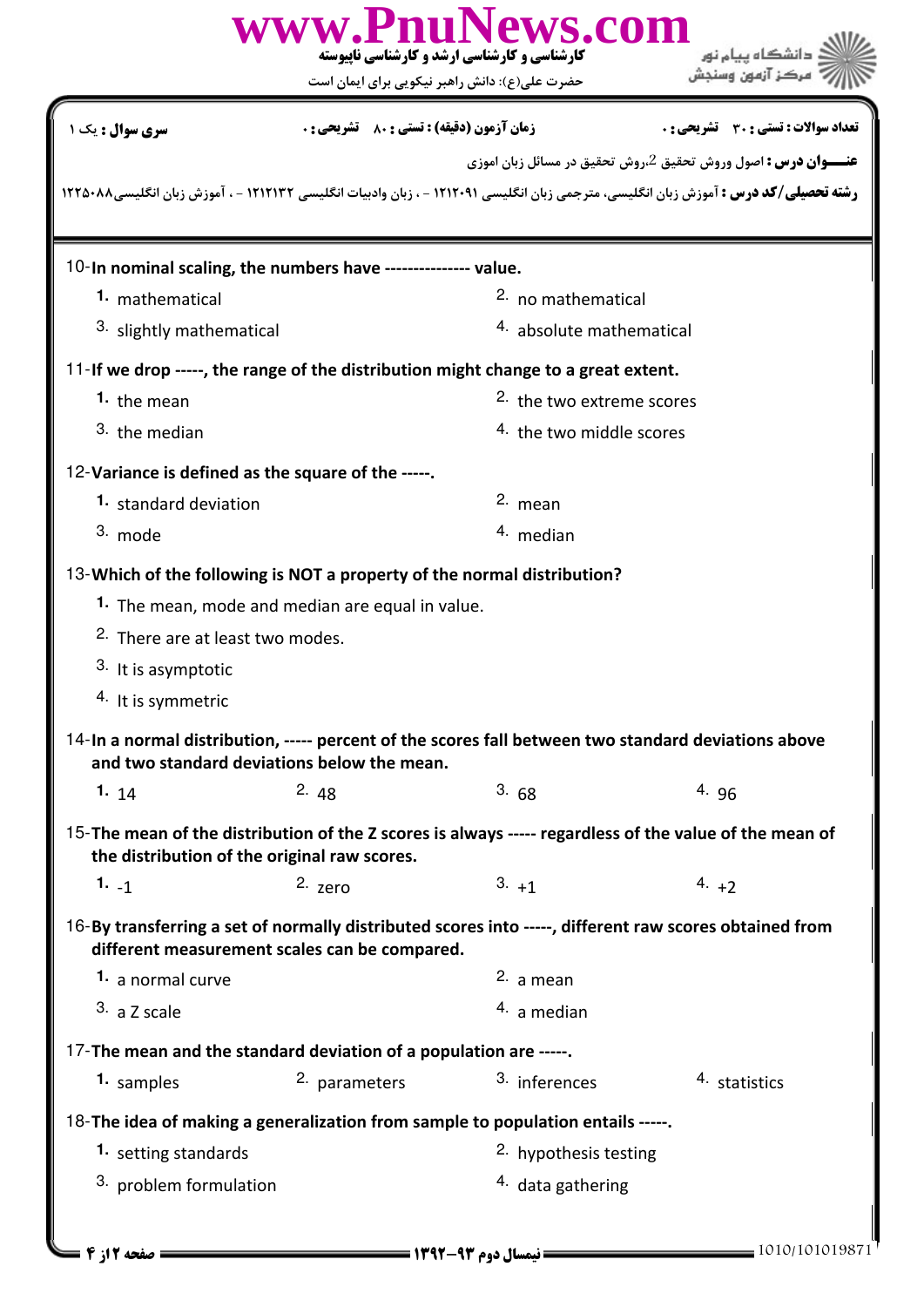| سری سوال : یک ۱ | زمان آزمون (دقیقه) : تستی : ۸۰ تشریحی : ۰ | تعداد سوالات : تستی : ۳۰ تشریحی : ۰ |
|---|---|---|

**عنـــوان درس :** اصول وروش تحقیق 2،روش تحقیق در مسائل زبان اموزی

**رشته تحصیلی/کد درس :** آموزش زبان انگلیسی، مترجمی زبان انگلیسی ۱۲۱۲۰۹۱ - ، زبان وادبیات انگلیسی ۱۲۱۲۱۳۲ - ، آموزش زبان انگلیسی۱۲۲۵۰۸۸

10-**In nominal scaling, the numbers have -------------- value.**

1. mathematical
2. no mathematical
3. slightly mathematical
4. absolute mathematical

11-**If we drop -----, the range of the distribution might change to a great extent.**

1. the mean
2. the two extreme scores
3. the median
4. the two middle scores

12-**Variance is defined as the square of the -----.**

1. standard deviation
2. mean
3. mode
4. median

13-**Which of the following is NOT a property of the normal distribution?**

1. The mean, mode and median are equal in value.
2. There are at least two modes.
3. It is asymptotic
4. It is symmetric

14-**In a normal distribution, ----- percent of the scores fall between two standard deviations above and two standard deviations below the mean.**

1. 14
2. 48
3. 68
4. 96

15-**The mean of the distribution of the Z scores is always ----- regardless of the value of the mean of the distribution of the original raw scores.**

1. -1
2. zero
3. +1
4. +2

16-**By transferring a set of normally distributed scores into -----, different raw scores obtained from different measurement scales can be compared.**

1. a normal curve
2. a mean
3. a Z scale
4. a median

17-**The mean and the standard deviation of a population are -----.**

1. samples
2. parameters
3. inferences
4. statistics

18-**The idea of making a generalization from sample to population entails -----.**

1. setting standards
2. hypothesis testing
3. problem formulation
4. data gathering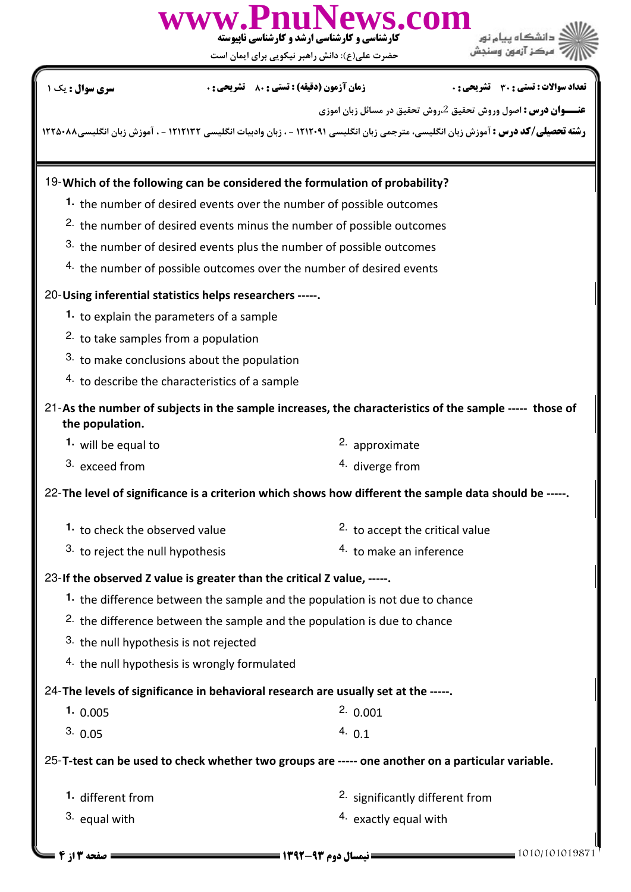19-**Which of the following can be considered the formulation of probability?**

1. the number of desired events over the number of possible outcomes
2. the number of desired events minus the number of possible outcomes
3. the number of desired events plus the number of possible outcomes
4. the number of possible outcomes over the number of desired events

20-**Using inferential statistics helps researchers -----.**

1. to explain the parameters of a sample
2. to take samples from a population
3. to make conclusions about the population
4. to describe the characteristics of a sample

21-**As the number of subjects in the sample increases, the characteristics of the sample ----- those of the population.**

1. will be equal to
2. approximate
3. exceed from
4. diverge from

22-**The level of significance is a criterion which shows how different the sample data should be -----.**

1. to check the observed value
2. to accept the critical value
3. to reject the null hypothesis
4. to make an inference

23-**If the observed Z value is greater than the critical Z value, -----.**

1. the difference between the sample and the population is not due to chance
2. the difference between the sample and the population is due to chance
3. the null hypothesis is not rejected
4. the null hypothesis is wrongly formulated

24-**The levels of significance in behavioral research are usually set at the -----.**

1. 0.005
2. 0.001
3. 0.05
4. 0.1

25-**T-test can be used to check whether two groups are ----- one another on a particular variable.**

1. different from
2. significantly different from
3. equal with
4. exactly equal with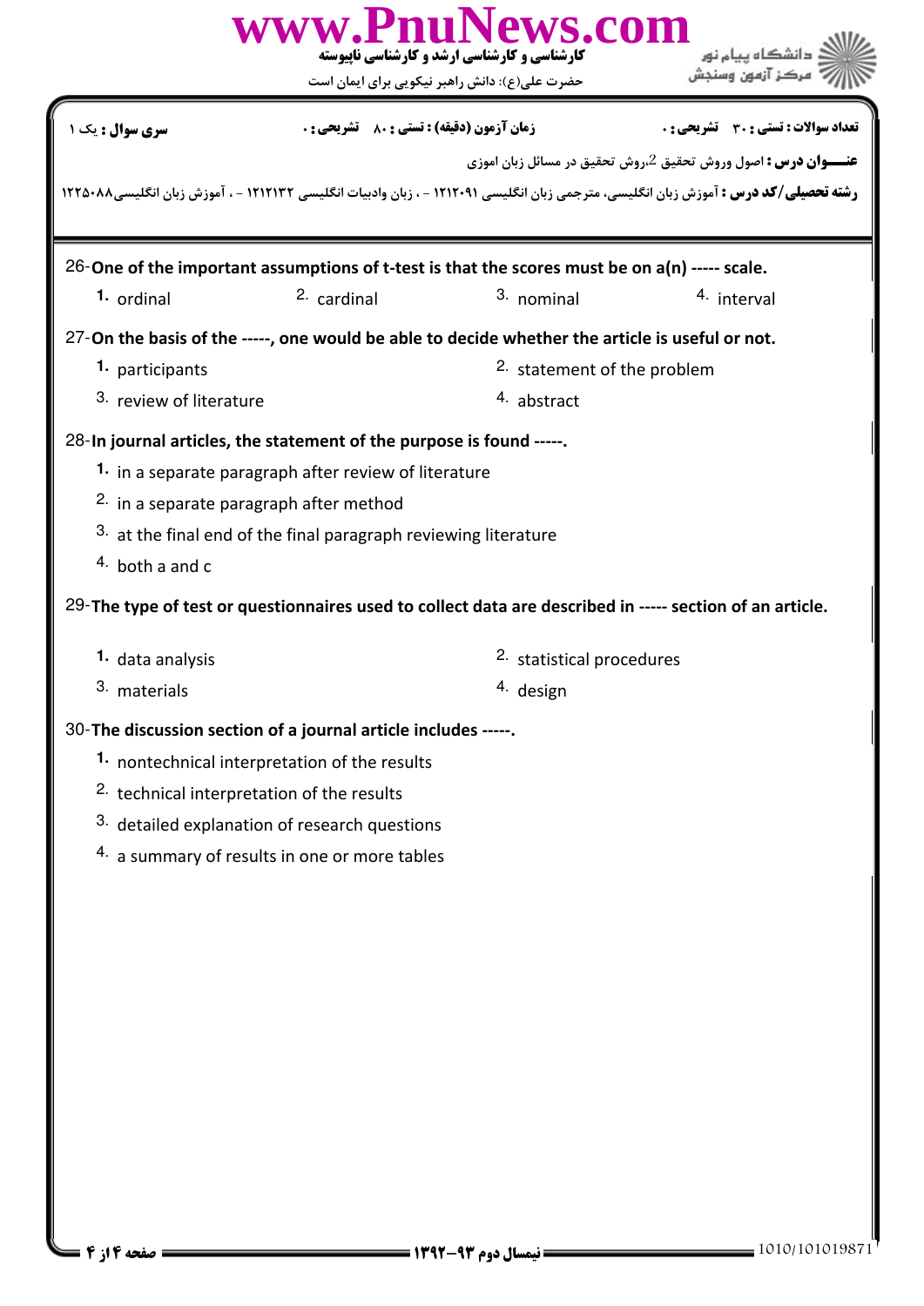**سری سوال :** یک ۱ | **زمان آزمون (دقیقه) : تستی :** ۸۰ **تشریحی :** ۰ | **تعداد سوالات : تستی :** ۳۰ **تشریحی :** ۰

**عنـــوان درس :** اصول وروش تحقیق 2،روش تحقیق در مسائل زبان اموزی

**رشته تحصیلی/کد درس :** آموزش زبان انگلیسی، مترجمی زبان انگلیسی ۱۲۱۲۰۹۱ - ، زبان وادبیات انگلیسی ۱۲۱۲۱۳۲ - ، آموزش زبان انگلیسی۱۲۲۵۰۸۸

26-**One of the important assumptions of t-test is that the scores must be on a(n) ----- scale.**

1. ordinal
2. cardinal
3. nominal
4. interval

27-**On the basis of the -----, one would be able to decide whether the article is useful or not.**

1. participants
2. statement of the problem
3. review of literature
4. abstract

28-**In journal articles, the statement of the purpose is found -----.**

1. in a separate paragraph after review of literature
2. in a separate paragraph after method
3. at the final end of the final paragraph reviewing literature
4. both a and c

29-**The type of test or questionnaires used to collect data are described in ----- section of an article.**

1. data analysis
2. statistical procedures
3. materials
4. design

30-**The discussion section of a journal article includes -----.**

1. nontechnical interpretation of the results
2. technical interpretation of the results
3. detailed explanation of research questions
4. a summary of results in one or more tables